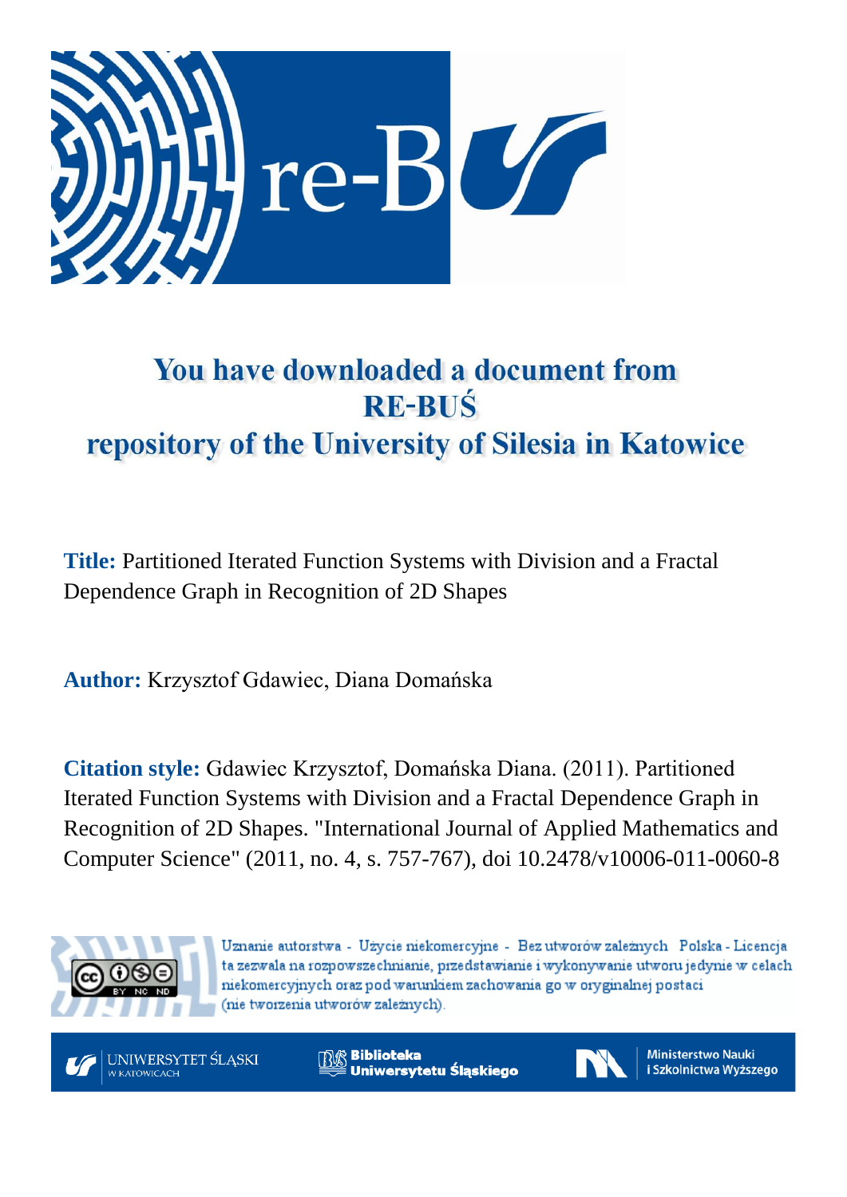# You have downloaded a document from RE-BUŚ repository of the University of Silesia in Katowice

**Title:** Partitioned Iterated Function Systems with Division and a Fractal Dependence Graph in Recognition of 2D Shapes

**Author:** Krzysztof Gdawiec, Diana Domańska

**Citation style:** Gdawiec Krzysztof, Domańska Diana. (2011). Partitioned Iterated Function Systems with Division and a Fractal Dependence Graph in Recognition of 2D Shapes. "International Journal of Applied Mathematics and Computer Science" (2011, no. 4, s. 757-767), doi 10.2478/v10006-011-0060-8

Uznanie autorstwa - Użycie niekomercyjne - Bez utworów zależnych Polska - Licencja ta zezwala na rozpowszechnianie, przedstawianie i wykonywanie utworu jedynie w celach niekomercyjnych oraz pod warunkiem zachowania go w oryginalnej postaci (nie tworzenia utworów zależnych).

UNIWERSYTET ŚLĄSKI W KATOWICACH

Biblioteka Uniwersytetu Śląskiego

Ministerstwo Nauki i Szkolnictwa Wyższego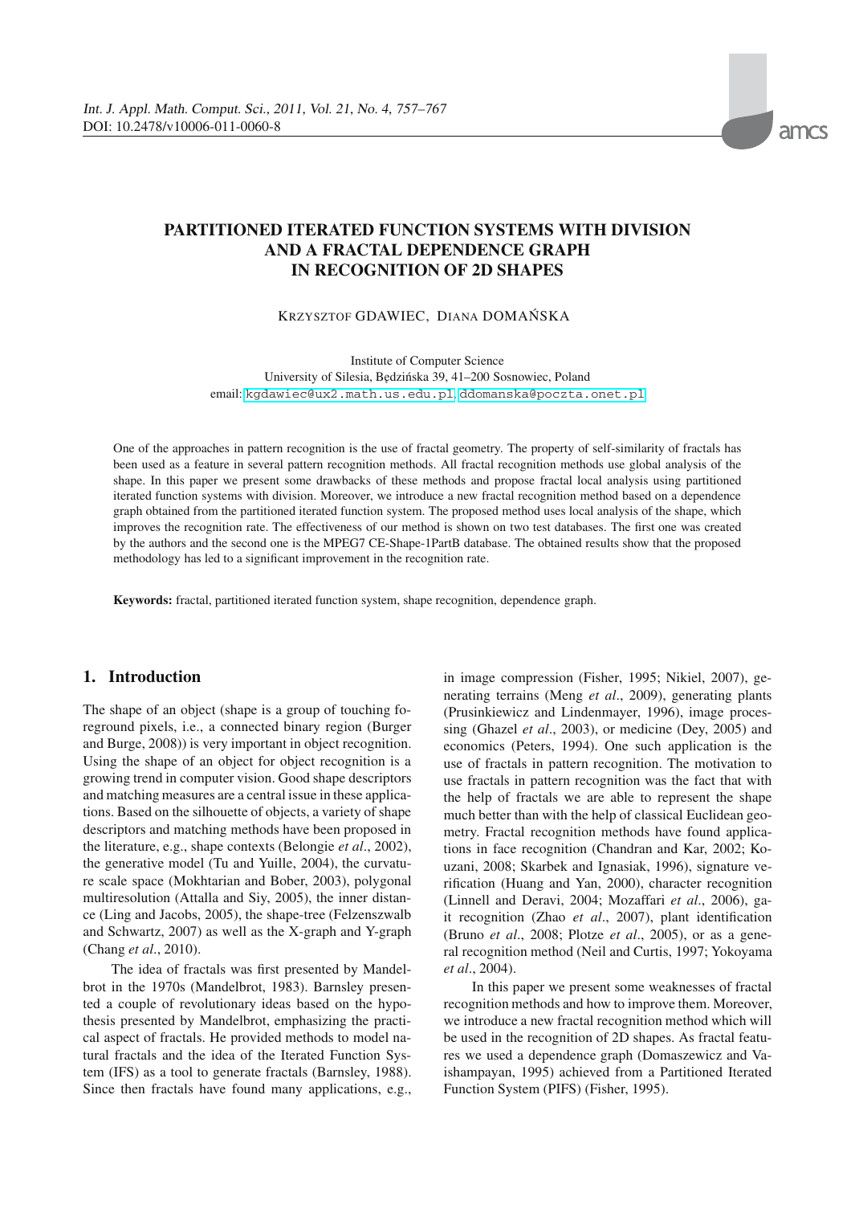# PARTITIONED ITERATED FUNCTION SYSTEMS WITH DIVISION AND A FRACTAL DEPENDENCE GRAPH IN RECOGNITION OF 2D SHAPES

KRZYSZTOF GDAWIEC, DIANA DOMAŃSKA

Institute of Computer Science
University of Silesia, Będzińska 39, 41–200 Sosnowiec, Poland
email: kgdawiec@ux2.math.us.edu.pl, ddomanska@poczta.onet.pl

One of the approaches in pattern recognition is the use of fractal geometry. The property of self-similarity of fractals has been used as a feature in several pattern recognition methods. All fractal recognition methods use global analysis of the shape. In this paper we present some drawbacks of these methods and propose fractal local analysis using partitioned iterated function systems with division. Moreover, we introduce a new fractal recognition method based on a dependence graph obtained from the partitioned iterated function system. The proposed method uses local analysis of the shape, which improves the recognition rate. The effectiveness of our method is shown on two test databases. The first one was created by the authors and the second one is the MPEG7 CE-Shape-1PartB database. The obtained results show that the proposed methodology has led to a significant improvement in the recognition rate.

**Keywords:** fractal, partitioned iterated function system, shape recognition, dependence graph.

## 1. Introduction

The shape of an object (shape is a group of touching foreground pixels, i.e., a connected binary region (Burger and Burge, 2008)) is very important in object recognition. Using the shape of an object for object recognition is a growing trend in computer vision. Good shape descriptors and matching measures are a central issue in these applications. Based on the silhouette of objects, a variety of shape descriptors and matching methods have been proposed in the literature, e.g., shape contexts (Belongie *et al*., 2002), the generative model (Tu and Yuille, 2004), the curvature scale space (Mokhtarian and Bober, 2003), polygonal multiresolution (Attalla and Siy, 2005), the inner distance (Ling and Jacobs, 2005), the shape-tree (Felzenszwalb and Schwartz, 2007) as well as the X-graph and Y-graph (Chang *et al*., 2010).

The idea of fractals was first presented by Mandelbrot in the 1970s (Mandelbrot, 1983). Barnsley presented a couple of revolutionary ideas based on the hypothesis presented by Mandelbrot, emphasizing the practical aspect of fractals. He provided methods to model natural fractals and the idea of the Iterated Function System (IFS) as a tool to generate fractals (Barnsley, 1988). Since then fractals have found many applications, e.g., in image compression (Fisher, 1995; Nikiel, 2007), generating terrains (Meng *et al*., 2009), generating plants (Prusinkiewicz and Lindenmayer, 1996), image processing (Ghazel *et al*., 2003), or medicine (Dey, 2005) and economics (Peters, 1994). One such application is the use of fractals in pattern recognition. The motivation to use fractals in pattern recognition was the fact that with the help of fractals we are able to represent the shape much better than with the help of classical Euclidean geometry. Fractal recognition methods have found applications in face recognition (Chandran and Kar, 2002; Kouzani, 2008; Skarbek and Ignasiak, 1996), signature verification (Huang and Yan, 2000), character recognition (Linnell and Deravi, 2004; Mozaffari *et al*., 2006), gait recognition (Zhao *et al*., 2007), plant identification (Bruno *et al*., 2008; Plotze *et al*., 2005), or as a general recognition method (Neil and Curtis, 1997; Yokoyama *et al*., 2004).

In this paper we present some weaknesses of fractal recognition methods and how to improve them. Moreover, we introduce a new fractal recognition method which will be used in the recognition of 2D shapes. As fractal features we used a dependence graph (Domaszewicz and Vaishampayan, 1995) achieved from a Partitioned Iterated Function System (PIFS) (Fisher, 1995).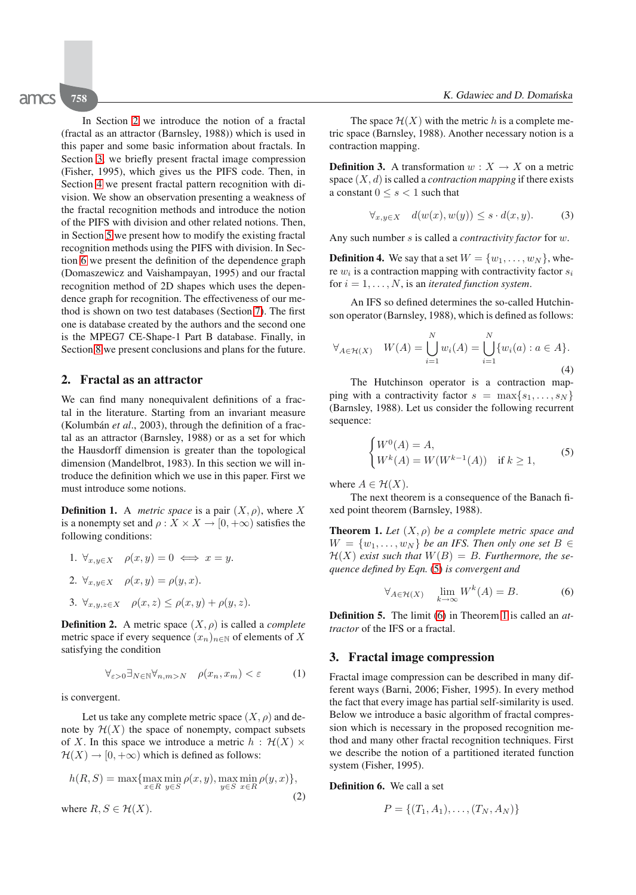In Section 2 we introduce the notion of a fractal (fractal as an attractor (Barnsley, 1988)) which is used in this paper and some basic information about fractals. In Section 3, we briefly present fractal image compression (Fisher, 1995), which gives us the PIFS code. Then, in Section 4 we present fractal pattern recognition with division. We show an observation presenting a weakness of the fractal recognition methods and introduce the notion of the PIFS with division and other related notions. Then, in Section 5 we present how to modify the existing fractal recognition methods using the PIFS with division. In Section 6 we present the definition of the dependence graph (Domaszewicz and Vaishampayan, 1995) and our fractal recognition method of 2D shapes which uses the dependence graph for recognition. The effectiveness of our method is shown on two test databases (Section 7). The first one is database created by the authors and the second one is the MPEG7 CE-Shape-1 Part B database. Finally, in Section 8 we present conclusions and plans for the future.

## 2. Fractal as an attractor

We can find many nonequivalent definitions of a fractal in the literature. Starting from an invariant measure (Kolumbán *et al.*, 2003), through the definition of a fractal as an attractor (Barnsley, 1988) or as a set for which the Hausdorff dimension is greater than the topological dimension (Mandelbrot, 1983). In this section we will introduce the definition which we use in this paper. First we must introduce some notions.

**Definition 1.** A *metric space* is a pair $(X, \rho)$, where $X$ is a nonempty set and $\rho : X \times X \to [0, +\infty)$ satisfies the following conditions:

1. $\forall_{x,y \in X} \quad \rho(x, y) = 0 \iff x = y.$
2. $\forall_{x,y \in X} \quad \rho(x, y) = \rho(y, x).$
3. $\forall_{x,y,z \in X} \quad \rho(x, z) \leq \rho(x, y) + \rho(y, z).$

**Definition 2.** A metric space $(X, \rho)$ is called a *complete* metric space if every sequence $(x_n)_{n \in \mathbb{N}}$ of elements of $X$ satisfying the condition

$$\forall_{\varepsilon>0} \exists_{N \in \mathbb{N}} \forall_{n,m>N} \quad \rho(x_n, x_m) < \varepsilon \tag{1}$$

is convergent.

Let us take any complete metric space $(X, \rho)$ and denote by $\mathcal{H}(X)$ the space of nonempty, compact subsets of $X$. In this space we introduce a metric $h : \mathcal{H}(X) \times \mathcal{H}(X) \to [0, +\infty)$ which is defined as follows:

$$h(R, S) = \max\{\max_{x \in R} \min_{y \in S} \rho(x, y), \max_{y \in S} \min_{x \in R} \rho(y, x)\}, \tag{2}$$

where $R, S \in \mathcal{H}(X)$.

The space $\mathcal{H}(X)$ with the metric $h$ is a complete metric space (Barnsley, 1988). Another necessary notion is a contraction mapping.

**Definition 3.** A transformation $w : X \to X$ on a metric space $(X, d)$ is called a *contraction mapping* if there exists a constant $0 \leq s < 1$ such that

$$\forall_{x,y \in X} \quad d(w(x), w(y)) \leq s \cdot d(x, y). \tag{3}$$

Any such number $s$ is called a *contractivity factor* for $w$.

**Definition 4.** We say that a set $W = \{w_1, \ldots, w_N\}$, where $w_i$ is a contraction mapping with contractivity factor $s_i$ for $i = 1, \ldots, N$, is an *iterated function system*.

An IFS so defined determines the so-called Hutchinson operator (Barnsley, 1988), which is defined as follows:

$$\forall_{A \in \mathcal{H}(X)} \quad W(A) = \bigcup_{i=1}^{N} w_i(A) = \bigcup_{i=1}^{N} \{w_i(a) : a \in A\}. \tag{4}$$

The Hutchinson operator is a contraction mapping with a contractivity factor $s = \max\{s_1, \ldots, s_N\}$ (Barnsley, 1988). Let us consider the following recurrent sequence:

$$\begin{cases} W^0(A) = A, \\ W^k(A) = W(W^{k-1}(A)) \quad \text{if } k \geq 1, \end{cases} \tag{5}$$

where $A \in \mathcal{H}(X)$.

The next theorem is a consequence of the Banach fixed point theorem (Barnsley, 1988).

**Theorem 1.** *Let $(X, \rho)$ be a complete metric space and $W = \{w_1, \ldots, w_N\}$ be an IFS. Then only one set $B \in \mathcal{H}(X)$ exist such that $W(B) = B$. Furthermore, the sequence defined by Eqn. (5) is convergent and*

$$\forall_{A \in \mathcal{H}(X)} \quad \lim_{k \to \infty} W^k(A) = B. \tag{6}$$

**Definition 5.** The limit (6) in Theorem 1 is called an *attractor* of the IFS or a fractal.

## 3. Fractal image compression

Fractal image compression can be described in many different ways (Barni, 2006; Fisher, 1995). In every method the fact that every image has partial self-similarity is used. Below we introduce a basic algorithm of fractal compression which is necessary in the proposed recognition method and many other fractal recognition techniques. First we describe the notion of a partitioned iterated function system (Fisher, 1995).

**Definition 6.** We call a set

$$P = \{(T_1, A_1), \ldots, (T_N, A_N)\}$$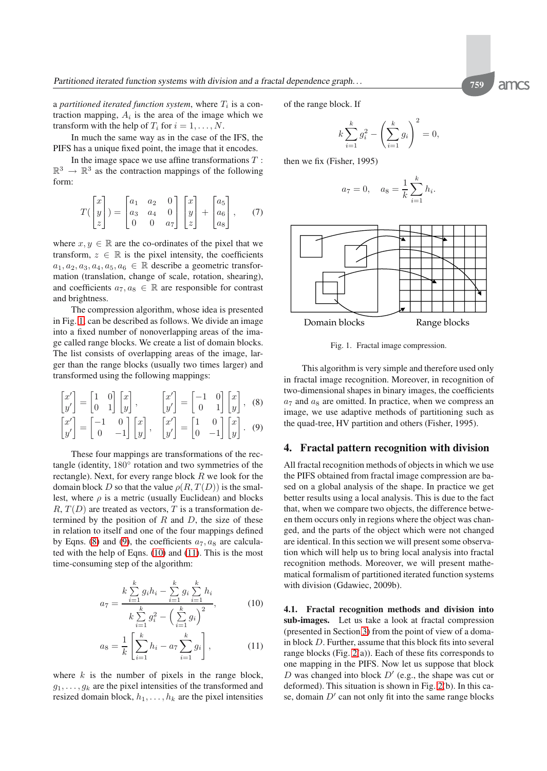a *partitioned iterated function system*, where $T_i$ is a contraction mapping, $A_i$ is the area of the image which we transform with the help of $T_i$ for $i = 1, \dots, N$.

In much the same way as in the case of the IFS, the PIFS has a unique fixed point, the image that it encodes.

In the image space we use affine transformations $T : \mathbb{R}^3 \to \mathbb{R}^3$ as the contraction mappings of the following form:

$$T\left(\begin{bmatrix} x \\ y \\ z \end{bmatrix}\right) = \begin{bmatrix} a_1 & a_2 & 0 \\ a_3 & a_4 & 0 \\ 0 & 0 & a_7 \end{bmatrix} \begin{bmatrix} x \\ y \\ z \end{bmatrix} + \begin{bmatrix} a_5 \\ a_6 \\ a_8 \end{bmatrix}, \tag{7}$$

where $x, y \in \mathbb{R}$ are the co-ordinates of the pixel that we transform, $z \in \mathbb{R}$ is the pixel intensity, the coefficients $a_1, a_2, a_3, a_4, a_5, a_6 \in \mathbb{R}$ describe a geometric transformation (translation, change of scale, rotation, shearing), and coefficients $a_7, a_8 \in \mathbb{R}$ are responsible for contrast and brightness.

The compression algorithm, whose idea is presented in Fig. 1, can be described as follows. We divide an image into a fixed number of nonoverlapping areas of the image called range blocks. We create a list of domain blocks. The list consists of overlapping areas of the image, larger than the range blocks (usually two times larger) and transformed using the following mappings:

$$\begin{bmatrix} x' \\ y' \end{bmatrix} = \begin{bmatrix} 1 & 0 \\ 0 & 1 \end{bmatrix} \begin{bmatrix} x \\ y \end{bmatrix}, \qquad \begin{bmatrix} x' \\ y' \end{bmatrix} = \begin{bmatrix} -1 & 0 \\ 0 & 1 \end{bmatrix} \begin{bmatrix} x \\ y \end{bmatrix}, \tag{8}$$

$$\begin{bmatrix} x' \\ y' \end{bmatrix} = \begin{bmatrix} -1 & 0 \\ 0 & -1 \end{bmatrix} \begin{bmatrix} x \\ y \end{bmatrix}, \qquad \begin{bmatrix} x' \\ y' \end{bmatrix} = \begin{bmatrix} 1 & 0 \\ 0 & -1 \end{bmatrix} \begin{bmatrix} x \\ y \end{bmatrix}. \tag{9}$$

These four mappings are transformations of the rectangle (identity, 180° rotation and two symmetries of the rectangle). Next, for every range block $R$ we look for the domain block $D$ so that the value $\rho(R, T(D))$ is the smallest, where $\rho$ is a metric (usually Euclidean) and blocks $R, T(D)$ are treated as vectors, $T$ is a transformation determined by the position of $R$ and $D$, the size of these in relation to itself and one of the four mappings defined by Eqns. (8) and (9), the coefficients $a_7, a_8$ are calculated with the help of Eqns. (10) and (11). This is the most time-consuming step of the algorithm:

$$a_7 = \frac{k \sum_{i=1}^{k} g_i h_i - \sum_{i=1}^{k} g_i \sum_{i=1}^{k} h_i}{k \sum_{i=1}^{k} g_i^2 - \left(\sum_{i=1}^{k} g_i\right)^2}, \tag{10}$$

$$a_8 = \frac{1}{k}\left[\sum_{i=1}^{k} h_i - a_7 \sum_{i=1}^{k} g_i\right], \tag{11}$$

where $k$ is the number of pixels in the range block, $g_1, \dots, g_k$ are the pixel intensities of the transformed and resized domain block, $h_1, \dots, h_k$ are the pixel intensities of the range block. If

$$k \sum_{i=1}^{k} g_i^2 - \left(\sum_{i=1}^{k} g_i\right)^2 = 0,$$

then we fix (Fisher, 1995)

$$a_7 = 0, \quad a_8 = \frac{1}{k} \sum_{i=1}^{k} h_i.$$

Domain blocks    Range blocks

Fig. 1. Fractal image compression.

This algorithm is very simple and therefore used only in fractal image recognition. Moreover, in recognition of two-dimensional shapes in binary images, the coefficients $a_7$ and $a_8$ are omitted. In practice, when we compress an image, we use adaptive methods of partitioning such as the quad-tree, HV partition and others (Fisher, 1995).

## 4. Fractal pattern recognition with division

All fractal recognition methods of objects in which we use the PIFS obtained from fractal image compression are based on a global analysis of the shape. In practice we get better results using a local analysis. This is due to the fact that, when we compare two objects, the difference between them occurs only in regions where the object was changed, and the parts of the object which were not changed are identical. In this section we will present some observation which will help us to bring local analysis into fractal recognition methods. Moreover, we will present mathematical formalism of partitioned iterated function systems with division (Gdawiec, 2009b).

### 4.1. Fractal recognition methods and division into sub-images.

Let us take a look at fractal compression (presented in Section 3) from the point of view of a domain block $D$. Further, assume that this block fits into several range blocks (Fig. 2(a)). Each of these fits corresponds to one mapping in the PIFS. Now let us suppose that block $D$ was changed into block $D'$ (e.g., the shape was cut or deformed). This situation is shown in Fig. 2(b). In this case, domain $D'$ can not only fit into the same range blocks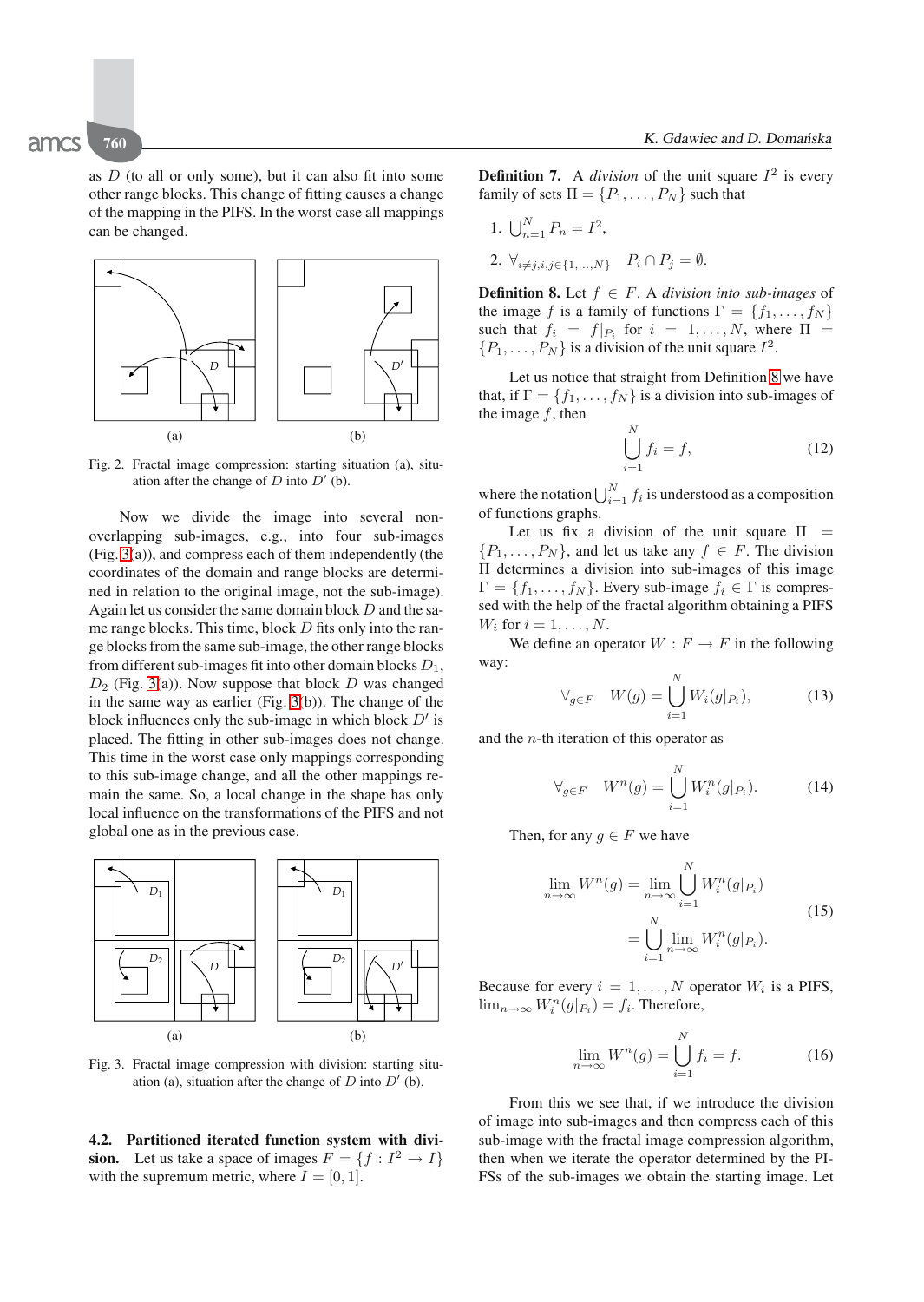as $D$ (to all or only some), but it can also fit into some other range blocks. This change of fitting causes a change of the mapping in the PIFS. In the worst case all mappings can be changed.

Fig. 2. Fractal image compression: starting situation (a), situation after the change of $D$ into $D'$ (b).

Now we divide the image into several non-overlapping sub-images, e.g., into four sub-images (Fig. 3(a)), and compress each of them independently (the coordinates of the domain and range blocks are determined in relation to the original image, not the sub-image). Again let us consider the same domain block $D$ and the same range blocks. This time, block $D$ fits only into the range blocks from the same sub-image, the other range blocks from different sub-images fit into other domain blocks $D_1$, $D_2$ (Fig. 3(a)). Now suppose that block $D$ was changed in the same way as earlier (Fig. 3(b)). The change of the block influences only the sub-image in which block $D'$ is placed. The fitting in other sub-images does not change. This time in the worst case only mappings corresponding to this sub-image change, and all the other mappings remain the same. So, a local change in the shape has only local influence on the transformations of the PIFS and not global one as in the previous case.

Fig. 3. Fractal image compression with division: starting situation (a), situation after the change of $D$ into $D'$ (b).

### 4.2. Partitioned iterated function system with division.

Let us take a space of images $F = \{f : I^2 \to I\}$ with the supremum metric, where $I = [0, 1]$.

**Definition 7.** A *division* of the unit square $I^2$ is every family of sets $\Pi = \{P_1, \ldots, P_N\}$ such that

1. $\bigcup_{n=1}^{N} P_n = I^2$,
2. $\forall_{i \neq j, i,j \in \{1,\ldots,N\}} \quad P_i \cap P_j = \emptyset$.

**Definition 8.** Let $f \in F$. A *division into sub-images* of the image $f$ is a family of functions $\Gamma = \{f_1, \ldots, f_N\}$ such that $f_i = f|_{P_i}$ for $i = 1, \ldots, N$, where $\Pi = \{P_1, \ldots, P_N\}$ is a division of the unit square $I^2$.

Let us notice that straight from Definition 8 we have that, if $\Gamma = \{f_1, \ldots, f_N\}$ is a division into sub-images of the image $f$, then

$$\bigcup_{i=1}^{N} f_i = f, \tag{12}$$

where the notation $\bigcup_{i=1}^{N} f_i$ is understood as a composition of functions graphs.

Let us fix a division of the unit square $\Pi = \{P_1, \ldots, P_N\}$, and let us take any $f \in F$. The division $\Pi$ determines a division into sub-images of this image $\Gamma = \{f_1, \ldots, f_N\}$. Every sub-image $f_i \in \Gamma$ is compressed with the help of the fractal algorithm obtaining a PIFS $W_i$ for $i = 1, \ldots, N$.

We define an operator $W : F \to F$ in the following way:

$$\forall_{g \in F} \quad W(g) = \bigcup_{i=1}^{N} W_i(g|_{P_i}), \tag{13}$$

and the $n$-th iteration of this operator as

$$\forall_{g \in F} \quad W^n(g) = \bigcup_{i=1}^{N} W_i^n(g|_{P_i}). \tag{14}$$

Then, for any $g \in F$ we have

$$\begin{aligned} \lim_{n\to\infty} W^n(g) &= \lim_{n\to\infty} \bigcup_{i=1}^{N} W_i^n(g|_{P_i}) \\ &= \bigcup_{i=1}^{N} \lim_{n\to\infty} W_i^n(g|_{P_i}). \end{aligned} \tag{15}$$

Because for every $i = 1, \ldots, N$ operator $W_i$ is a PIFS, $\lim_{n\to\infty} W_i^n(g|_{P_i}) = f_i$. Therefore,

$$\lim_{n\to\infty} W^n(g) = \bigcup_{i=1}^{N} f_i = f. \tag{16}$$

From this we see that, if we introduce the division of image into sub-images and then compress each of this sub-image with the fractal image compression algorithm, then when we iterate the operator determined by the PIFSs of the sub-images we obtain the starting image. Let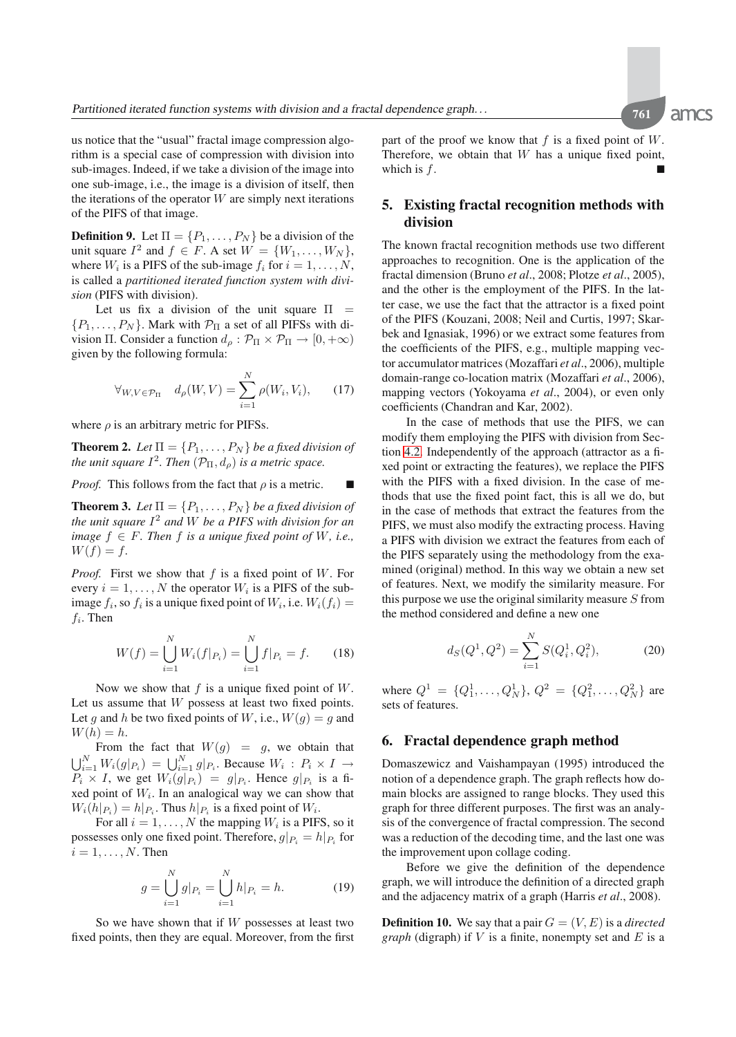us notice that the "usual" fractal image compression algorithm is a special case of compression with division into sub-images. Indeed, if we take a division of the image into one sub-image, i.e., the image is a division of itself, then the iterations of the operator $W$ are simply next iterations of the PIFS of that image.

**Definition 9.** Let $\Pi = \{P_1, \dots, P_N\}$ be a division of the unit square $I^2$ and $f \in F$. A set $W = \{W_1, \dots, W_N\}$, where $W_i$ is a PIFS of the sub-image $f_i$ for $i = 1, \dots, N$, is called a *partitioned iterated function system with division* (PIFS with division).

Let us fix a division of the unit square $\Pi = \{P_1, \dots, P_N\}$. Mark with $\mathcal{P}_\Pi$ a set of all PIFSs with division $\Pi$. Consider a function $d_\rho : \mathcal{P}_\Pi \times \mathcal{P}_\Pi \to [0, +\infty)$ given by the following formula:

$$\forall_{W,V \in \mathcal{P}_\Pi} \quad d_\rho(W, V) = \sum_{i=1}^{N} \rho(W_i, V_i), \qquad (17)$$

where $\rho$ is an arbitrary metric for PIFSs.

**Theorem 2.** *Let $\Pi = \{P_1, \dots, P_N\}$ be a fixed division of the unit square $I^2$. Then $(\mathcal{P}_\Pi, d_\rho)$ is a metric space.*

*Proof.* This follows from the fact that $\rho$ is a metric. ■

**Theorem 3.** *Let $\Pi = \{P_1, \dots, P_N\}$ be a fixed division of the unit square $I^2$ and $W$ be a PIFS with division for an image $f \in F$. Then $f$ is a unique fixed point of $W$, i.e., $W(f) = f$.*

*Proof.* First we show that $f$ is a fixed point of $W$. For every $i = 1, \dots, N$ the operator $W_i$ is a PIFS of the sub-image $f_i$, so $f_i$ is a unique fixed point of $W_i$, i.e. $W_i(f_i) = f_i$. Then

$$W(f) = \bigcup_{i=1}^{N} W_i(f|_{P_i}) = \bigcup_{i=1}^{N} f|_{P_i} = f. \qquad (18)$$

Now we show that $f$ is a unique fixed point of $W$. Let us assume that $W$ possess at least two fixed points. Let $g$ and $h$ be two fixed points of $W$, i.e., $W(g) = g$ and $W(h) = h$.

From the fact that $W(g) = g$, we obtain that $\bigcup_{i=1}^{N} W_i(g|_{P_i}) = \bigcup_{i=1}^{N} g|_{P_i}$. Because $W_i : P_i \times I \to P_i \times I$, we get $W_i(g|_{P_i}) = g|_{P_i}$. Hence $g|_{P_i}$ is a fixed point of $W_i$. In an analogical way we can show that $W_i(h|_{P_i}) = h|_{P_i}$. Thus $h|_{P_i}$ is a fixed point of $W_i$.

For all $i = 1, \dots, N$ the mapping $W_i$ is a PIFS, so it possesses only one fixed point. Therefore, $g|_{P_i} = h|_{P_i}$ for $i = 1, \dots, N$. Then

$$g = \bigcup_{i=1}^{N} g|_{P_i} = \bigcup_{i=1}^{N} h|_{P_i} = h. \qquad (19)$$

So we have shown that if $W$ possesses at least two fixed points, then they are equal. Moreover, from the first part of the proof we know that $f$ is a fixed point of $W$. Therefore, we obtain that $W$ has a unique fixed point, which is $f$. ■

## 5. Existing fractal recognition methods with division

The known fractal recognition methods use two different approaches to recognition. One is the application of the fractal dimension (Bruno *et al.*, 2008; Plotze *et al.*, 2005), and the other is the employment of the PIFS. In the latter case, we use the fact that the attractor is a fixed point of the PIFS (Kouzani, 2008; Neil and Curtis, 1997; Skarbek and Ignasiak, 1996) or we extract some features from the coefficients of the PIFS, e.g., multiple mapping vector accumulator matrices (Mozaffari *et al.*, 2006), multiple domain-range co-location matrix (Mozaffari *et al.*, 2006), mapping vectors (Yokoyama *et al.*, 2004), or even only coefficients (Chandran and Kar, 2002).

In the case of methods that use the PIFS, we can modify them employing the PIFS with division from Section 4.2. Independently of the approach (attractor as a fixed point or extracting the features), we replace the PIFS with the PIFS with a fixed division. In the case of methods that use the fixed point fact, this is all we do, but in the case of methods that extract the features from the PIFS, we must also modify the extracting process. Having a PIFS with division we extract the features from each of the PIFS separately using the methodology from the examined (original) method. In this way we obtain a new set of features. Next, we modify the similarity measure. For this purpose we use the original similarity measure $S$ from the method considered and define a new one

$$d_S(Q^1, Q^2) = \sum_{i=1}^{N} S(Q_i^1, Q_i^2), \qquad (20)$$

where $Q^1 = \{Q_1^1, \dots, Q_N^1\}$, $Q^2 = \{Q_1^2, \dots, Q_N^2\}$ are sets of features.

## 6. Fractal dependence graph method

Domaszewicz and Vaishampayan (1995) introduced the notion of a dependence graph. The graph reflects how domain blocks are assigned to range blocks. They used this graph for three different purposes. The first was an analysis of the convergence of fractal compression. The second was a reduction of the decoding time, and the last one was the improvement upon collage coding.

Before we give the definition of the dependence graph, we will introduce the definition of a directed graph and the adjacency matrix of a graph (Harris *et al.*, 2008).

**Definition 10.** We say that a pair $G = (V, E)$ is a *directed graph* (digraph) if $V$ is a finite, nonempty set and $E$ is a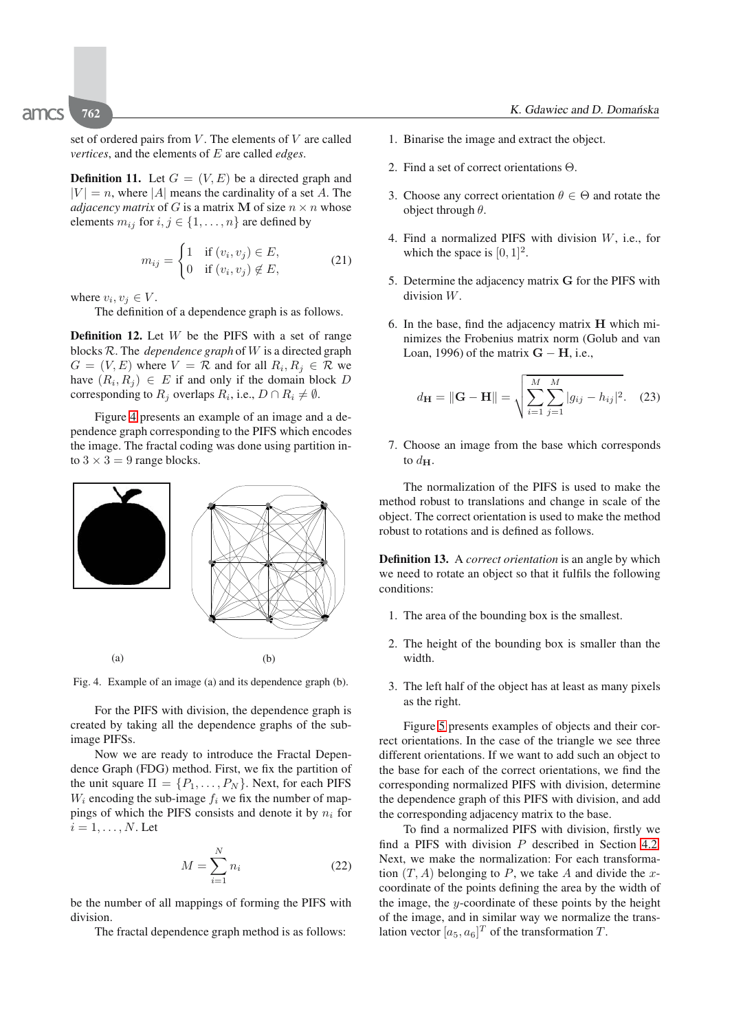set of ordered pairs from $V$. The elements of $V$ are called *vertices*, and the elements of $E$ are called *edges*.

**Definition 11.** Let $G = (V, E)$ be a directed graph and $|V| = n$, where $|A|$ means the cardinality of a set $A$. The *adjacency matrix* of $G$ is a matrix $\mathbf{M}$ of size $n \times n$ whose elements $m_{ij}$ for $i, j \in \{1, \ldots, n\}$ are defined by

$$m_{ij} = \begin{cases} 1 & \text{if } (v_i, v_j) \in E, \\ 0 & \text{if } (v_i, v_j) \notin E, \end{cases} \tag{21}$$

where $v_i, v_j \in V$.

The definition of a dependence graph is as follows.

**Definition 12.** Let $W$ be the PIFS with a set of range blocks $\mathcal{R}$. The *dependence graph* of $W$ is a directed graph $G = (V, E)$ where $V = \mathcal{R}$ and for all $R_i, R_j \in \mathcal{R}$ we have $(R_i, R_j) \in E$ if and only if the domain block $D$ corresponding to $R_j$ overlaps $R_i$, i.e., $D \cap R_i \neq \emptyset$.

Figure 4 presents an example of an image and a dependence graph corresponding to the PIFS which encodes the image. The fractal coding was done using partition into $3 \times 3 = 9$ range blocks.

(a) (b)

Fig. 4. Example of an image (a) and its dependence graph (b).

For the PIFS with division, the dependence graph is created by taking all the dependence graphs of the sub-image PIFSs.

Now we are ready to introduce the Fractal Dependence Graph (FDG) method. First, we fix the partition of the unit square $\Pi = \{P_1, \ldots, P_N\}$. Next, for each PIFS $W_i$ encoding the sub-image $f_i$ we fix the number of mappings of which the PIFS consists and denote it by $n_i$ for $i = 1, \ldots, N$. Let

$$M = \sum_{i=1}^{N} n_i \tag{22}$$

be the number of all mappings of forming the PIFS with division.

The fractal dependence graph method is as follows:

1. Binarise the image and extract the object.

2. Find a set of correct orientations $\Theta$.

3. Choose any correct orientation $\theta \in \Theta$ and rotate the object through $\theta$.

4. Find a normalized PIFS with division $W$, i.e., for which the space is $[0, 1]^2$.

5. Determine the adjacency matrix $\mathbf{G}$ for the PIFS with division $W$.

6. In the base, find the adjacency matrix $\mathbf{H}$ which minimizes the Frobenius matrix norm (Golub and van Loan, 1996) of the matrix $\mathbf{G} - \mathbf{H}$, i.e.,

$$d_{\mathbf{H}} = \|\mathbf{G} - \mathbf{H}\| = \sqrt{\sum_{i=1}^{M} \sum_{j=1}^{M} |g_{ij} - h_{ij}|^2}. \tag{23}$$

7. Choose an image from the base which corresponds to $d_{\mathbf{H}}$.

The normalization of the PIFS is used to make the method robust to translations and change in scale of the object. The correct orientation is used to make the method robust to rotations and is defined as follows.

**Definition 13.** A *correct orientation* is an angle by which we need to rotate an object so that it fulfils the following conditions:

1. The area of the bounding box is the smallest.

2. The height of the bounding box is smaller than the width.

3. The left half of the object has at least as many pixels as the right.

Figure 5 presents examples of objects and their correct orientations. In the case of the triangle we see three different orientations. If we want to add such an object to the base for each of the correct orientations, we find the corresponding normalized PIFS with division, determine the dependence graph of this PIFS with division, and add the corresponding adjacency matrix to the base.

To find a normalized PIFS with division, firstly we find a PIFS with division $P$ described in Section 4.2. Next, we make the normalization: For each transformation $(T, A)$ belonging to $P$, we take $A$ and divide the $x$-coordinate of the points defining the area by the width of the image, the $y$-coordinate of these points by the height of the image, and in similar way we normalize the translation vector $[a_5, a_6]^T$ of the transformation $T$.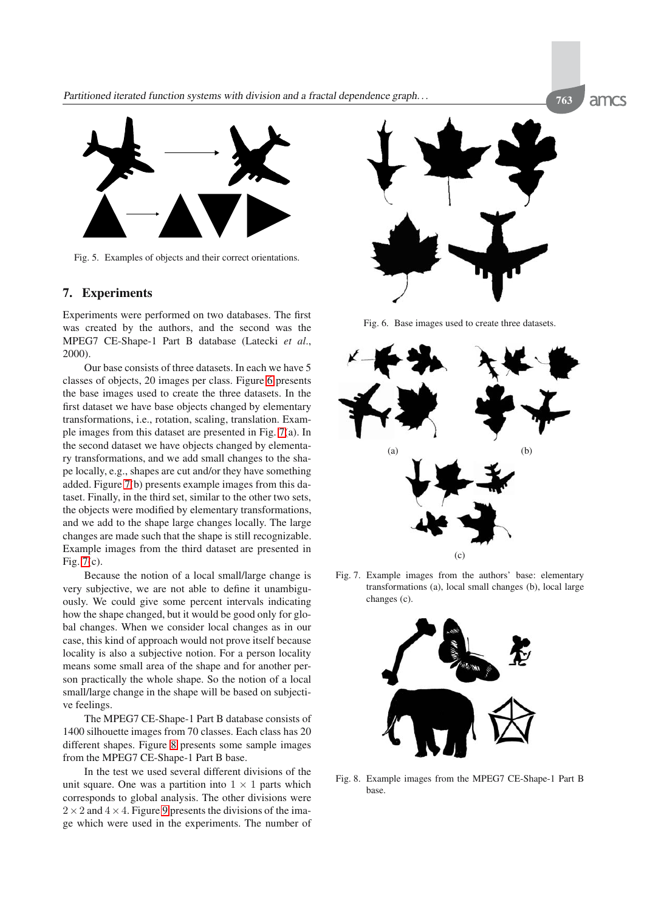Fig. 5. Examples of objects and their correct orientations.

## 7. Experiments

Experiments were performed on two databases. The first was created by the authors, and the second was the MPEG7 CE-Shape-1 Part B database (Latecki *et al.*, 2000).

Our base consists of three datasets. In each we have 5 classes of objects, 20 images per class. Figure 6 presents the base images used to create the three datasets. In the first dataset we have base objects changed by elementary transformations, i.e., rotation, scaling, translation. Example images from this dataset are presented in Fig. 7(a). In the second dataset we have objects changed by elementary transformations, and we add small changes to the shape locally, e.g., shapes are cut and/or they have something added. Figure 7(b) presents example images from this dataset. Finally, in the third set, similar to the other two sets, the objects were modified by elementary transformations, and we add to the shape large changes locally. The large changes are made such that the shape is still recognizable. Example images from the third dataset are presented in Fig. 7(c).

Because the notion of a local small/large change is very subjective, we are not able to define it unambiguously. We could give some percent intervals indicating how the shape changed, but it would be good only for global changes. When we consider local changes as in our case, this kind of approach would not prove itself because locality is also a subjective notion. For a person locality means some small area of the shape and for another person practically the whole shape. So the notion of a local small/large change in the shape will be based on subjective feelings.

The MPEG7 CE-Shape-1 Part B database consists of 1400 silhouette images from 70 classes. Each class has 20 different shapes. Figure 8 presents some sample images from the MPEG7 CE-Shape-1 Part B base.

In the test we used several different divisions of the unit square. One was a partition into $1 \times 1$ parts which corresponds to global analysis. The other divisions were $2 \times 2$ and $4 \times 4$. Figure 9 presents the divisions of the image which were used in the experiments. The number of

Fig. 6. Base images used to create three datasets.

Fig. 7. Example images from the authors' base: elementary transformations (a), local small changes (b), local large changes (c).

Fig. 8. Example images from the MPEG7 CE-Shape-1 Part B base.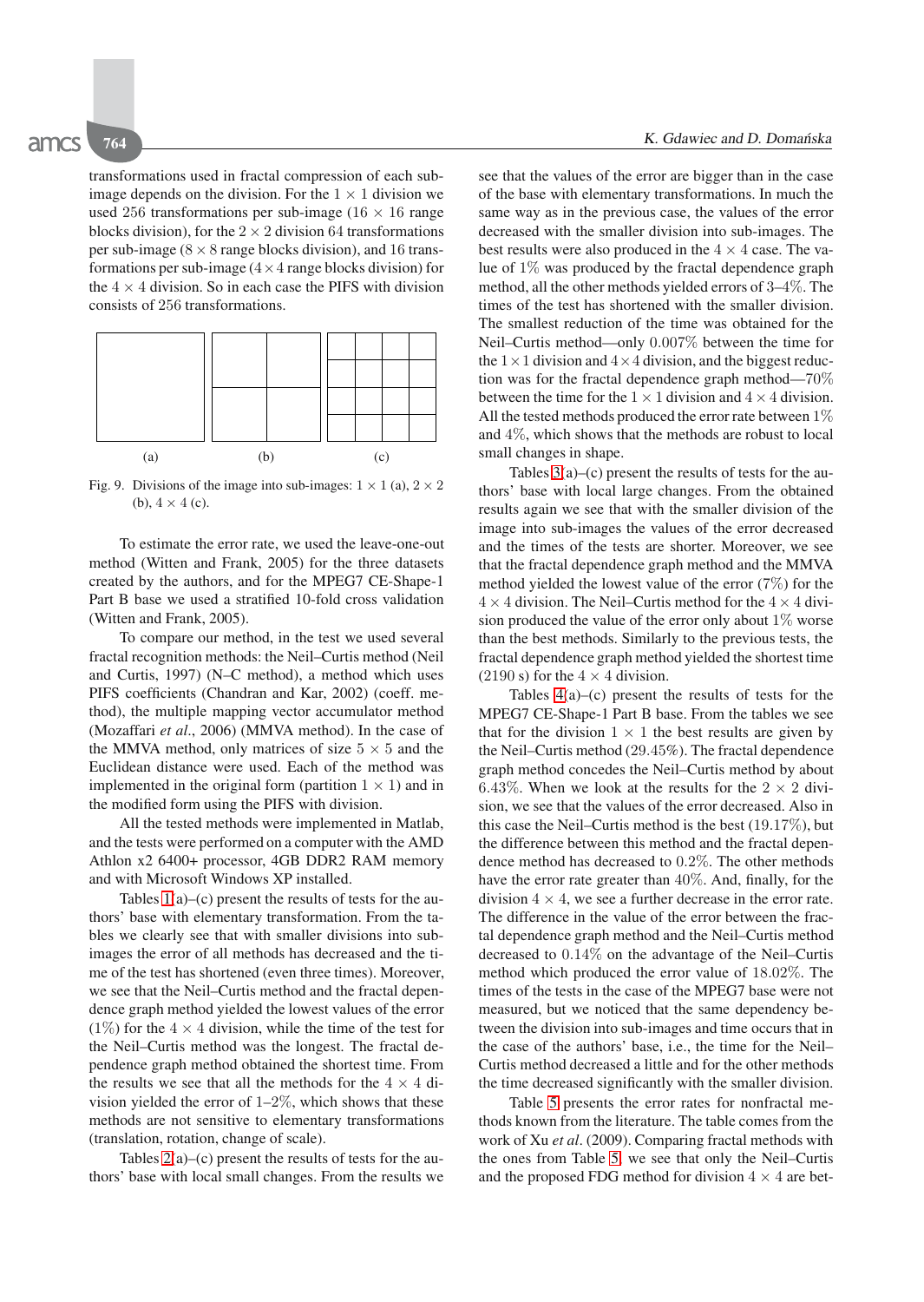transformations used in fractal compression of each subimage depends on the division. For the $1 \times 1$ division we used 256 transformations per sub-image ($16 \times 16$ range blocks division), for the $2 \times 2$ division 64 transformations per sub-image ($8 \times 8$ range blocks division), and 16 transformations per sub-image ($4 \times 4$ range blocks division) for the $4 \times 4$ division. So in each case the PIFS with division consists of 256 transformations.

Fig. 9. Divisions of the image into sub-images: $1 \times 1$ (a), $2 \times 2$ (b), $4 \times 4$ (c).

To estimate the error rate, we used the leave-one-out method (Witten and Frank, 2005) for the three datasets created by the authors, and for the MPEG7 CE-Shape-1 Part B base we used a stratified 10-fold cross validation (Witten and Frank, 2005).

To compare our method, in the test we used several fractal recognition methods: the Neil–Curtis method (Neil and Curtis, 1997) (N–C method), a method which uses PIFS coefficients (Chandran and Kar, 2002) (coeff. method), the multiple mapping vector accumulator method (Mozaffari *et al.*, 2006) (MMVA method). In the case of the MMVA method, only matrices of size $5 \times 5$ and the Euclidean distance were used. Each of the method was implemented in the original form (partition $1 \times 1$) and in the modified form using the PIFS with division.

All the tested methods were implemented in Matlab, and the tests were performed on a computer with the AMD Athlon x2 6400+ processor, 4GB DDR2 RAM memory and with Microsoft Windows XP installed.

Tables 1(a)–(c) present the results of tests for the authors' base with elementary transformation. From the tables we clearly see that with smaller divisions into subimages the error of all methods has decreased and the time of the test has shortened (even three times). Moreover, we see that the Neil–Curtis method and the fractal dependence graph method yielded the lowest values of the error (1%) for the $4 \times 4$ division, while the time of the test for the Neil–Curtis method was the longest. The fractal dependence graph method obtained the shortest time. From the results we see that all the methods for the $4 \times 4$ division yielded the error of 1–2%, which shows that these methods are not sensitive to elementary transformations (translation, rotation, change of scale).

Tables 2(a)–(c) present the results of tests for the authors' base with local small changes. From the results we see that the values of the error are bigger than in the case of the base with elementary transformations. In much the same way as in the previous case, the values of the error decreased with the smaller division into sub-images. The best results were also produced in the $4 \times 4$ case. The value of 1% was produced by the fractal dependence graph method, all the other methods yielded errors of 3–4%. The times of the test has shortened with the smaller division. The smallest reduction of the time was obtained for the Neil–Curtis method—only 0.007% between the time for the $1 \times 1$ division and $4 \times 4$ division, and the biggest reduction was for the fractal dependence graph method—70% between the time for the $1 \times 1$ division and $4 \times 4$ division. All the tested methods produced the error rate between 1% and 4%, which shows that the methods are robust to local small changes in shape.

Tables 3(a)–(c) present the results of tests for the authors' base with local large changes. From the obtained results again we see that with the smaller division of the image into sub-images the values of the error decreased and the times of the tests are shorter. Moreover, we see that the fractal dependence graph method and the MMVA method yielded the lowest value of the error (7%) for the $4 \times 4$ division. The Neil–Curtis method for the $4 \times 4$ division produced the value of the error only about 1% worse than the best methods. Similarly to the previous tests, the fractal dependence graph method yielded the shortest time (2190 s) for the $4 \times 4$ division.

Tables 4(a)–(c) present the results of tests for the MPEG7 CE-Shape-1 Part B base. From the tables we see that for the division $1 \times 1$ the best results are given by the Neil–Curtis method (29.45%). The fractal dependence graph method concedes the Neil–Curtis method by about 6.43%. When we look at the results for the $2 \times 2$ division, we see that the values of the error decreased. Also in this case the Neil–Curtis method is the best (19.17%), but the difference between this method and the fractal dependence method has decreased to 0.2%. The other methods have the error rate greater than 40%. And, finally, for the division $4 \times 4$, we see a further decrease in the error rate. The difference in the value of the error between the fractal dependence graph method and the Neil–Curtis method decreased to 0.14% on the advantage of the Neil–Curtis method which produced the error value of 18.02%. The times of the tests in the case of the MPEG7 base were not measured, but we noticed that the same dependency between the division into sub-images and time occurs that in the case of the authors' base, i.e., the time for the Neil–Curtis method decreased a little and for the other methods the time decreased significantly with the smaller division.

Table 5 presents the error rates for nonfractal methods known from the literature. The table comes from the work of Xu *et al*. (2009). Comparing fractal methods with the ones from Table 5, we see that only the Neil–Curtis and the proposed FDG method for division $4 \times 4$ are bet-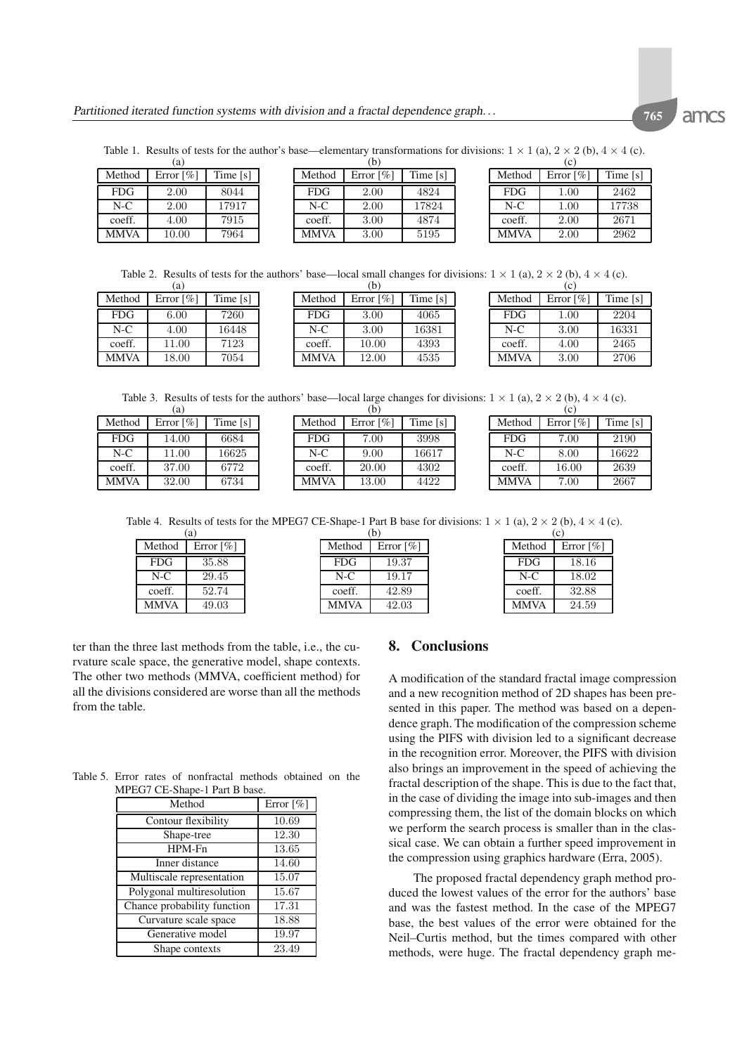Table 1. Results of tests for the author's base—elementary transformations for divisions: $1 \times 1$ (a), $2 \times 2$ (b), $4 \times 4$ (c).

(a)

| Method | Error [%] | Time [s] |
|---|---|---|
| FDG | 2.00 | 8044 |
| N-C | 2.00 | 17917 |
| coeff. | 4.00 | 7915 |
| MMVA | 10.00 | 7964 |

(b)

| Method | Error [%] | Time [s] |
|---|---|---|
| FDG | 2.00 | 4824 |
| N-C | 2.00 | 17824 |
| coeff. | 3.00 | 4874 |
| MMVA | 3.00 | 5195 |

(c)

| Method | Error [%] | Time [s] |
|---|---|---|
| FDG | 1.00 | 2462 |
| N-C | 1.00 | 17738 |
| coeff. | 2.00 | 2671 |
| MMVA | 2.00 | 2962 |

Table 2. Results of tests for the authors' base—local small changes for divisions: $1 \times 1$ (a), $2 \times 2$ (b), $4 \times 4$ (c).

(a)

| Method | Error [%] | Time [s] |
|---|---|---|
| FDG | 6.00 | 7260 |
| N-C | 4.00 | 16448 |
| coeff. | 11.00 | 7123 |
| MMVA | 18.00 | 7054 |

(b)

| Method | Error [%] | Time [s] |
|---|---|---|
| FDG | 3.00 | 4065 |
| N-C | 3.00 | 16381 |
| coeff. | 10.00 | 4393 |
| MMVA | 12.00 | 4535 |

(c)

| Method | Error [%] | Time [s] |
|---|---|---|
| FDG | 1.00 | 2204 |
| N-C | 3.00 | 16331 |
| coeff. | 4.00 | 2465 |
| MMVA | 3.00 | 2706 |

Table 3. Results of tests for the authors' base—local large changes for divisions: $1 \times 1$ (a), $2 \times 2$ (b), $4 \times 4$ (c).

(a)

| Method | Error [%] | Time [s] |
|---|---|---|
| FDG | 14.00 | 6684 |
| N-C | 11.00 | 16625 |
| coeff. | 37.00 | 6772 |
| MMVA | 32.00 | 6734 |

(b)

| Method | Error [%] | Time [s] |
|---|---|---|
| FDG | 7.00 | 3998 |
| N-C | 9.00 | 16617 |
| coeff. | 20.00 | 4302 |
| MMVA | 13.00 | 4422 |

(c)

| Method | Error [%] | Time [s] |
|---|---|---|
| FDG | 7.00 | 2190 |
| N-C | 8.00 | 16622 |
| coeff. | 16.00 | 2639 |
| MMVA | 7.00 | 2667 |

Table 4. Results of tests for the MPEG7 CE-Shape-1 Part B base for divisions: $1 \times 1$ (a), $2 \times 2$ (b), $4 \times 4$ (c).

(a)

| Method | Error [%] |
|---|---|
| FDG | 35.88 |
| N-C | 29.45 |
| coeff. | 52.74 |
| MMVA | 49.03 |

(b)

| Method | Error [%] |
|---|---|
| FDG | 19.37 |
| N-C | 19.17 |
| coeff. | 42.89 |
| MMVA | 42.03 |

(c)

| Method | Error [%] |
|---|---|
| FDG | 18.16 |
| N-C | 18.02 |
| coeff. | 32.88 |
| MMVA | 24.59 |

ter than the three last methods from the table, i.e., the curvature scale space, the generative model, shape contexts. The other two methods (MMVA, coefficient method) for all the divisions considered are worse than all the methods from the table.

Table 5. Error rates of nonfractal methods obtained on the MPEG7 CE-Shape-1 Part B base.

| Method | Error [%] |
|---|---|
| Contour flexibility | 10.69 |
| Shape-tree | 12.30 |
| HPM-Fn | 13.65 |
| Inner distance | 14.60 |
| Multiscale representation | 15.07 |
| Polygonal multiresolution | 15.67 |
| Chance probability function | 17.31 |
| Curvature scale space | 18.88 |
| Generative model | 19.97 |
| Shape contexts | 23.49 |

## 8. Conclusions

A modification of the standard fractal image compression and a new recognition method of 2D shapes has been presented in this paper. The method was based on a dependence graph. The modification of the compression scheme using the PIFS with division led to a significant decrease in the recognition error. Moreover, the PIFS with division also brings an improvement in the speed of achieving the fractal description of the shape. This is due to the fact that, in the case of dividing the image into sub-images and then compressing them, the list of the domain blocks on which we perform the search process is smaller than in the classical case. We can obtain a further speed improvement in the compression using graphics hardware (Erra, 2005).

The proposed fractal dependency graph method produced the lowest values of the error for the authors' base and was the fastest method. In the case of the MPEG7 base, the best values of the error were obtained for the Neil–Curtis method, but the times compared with other methods, were huge. The fractal dependency graph me-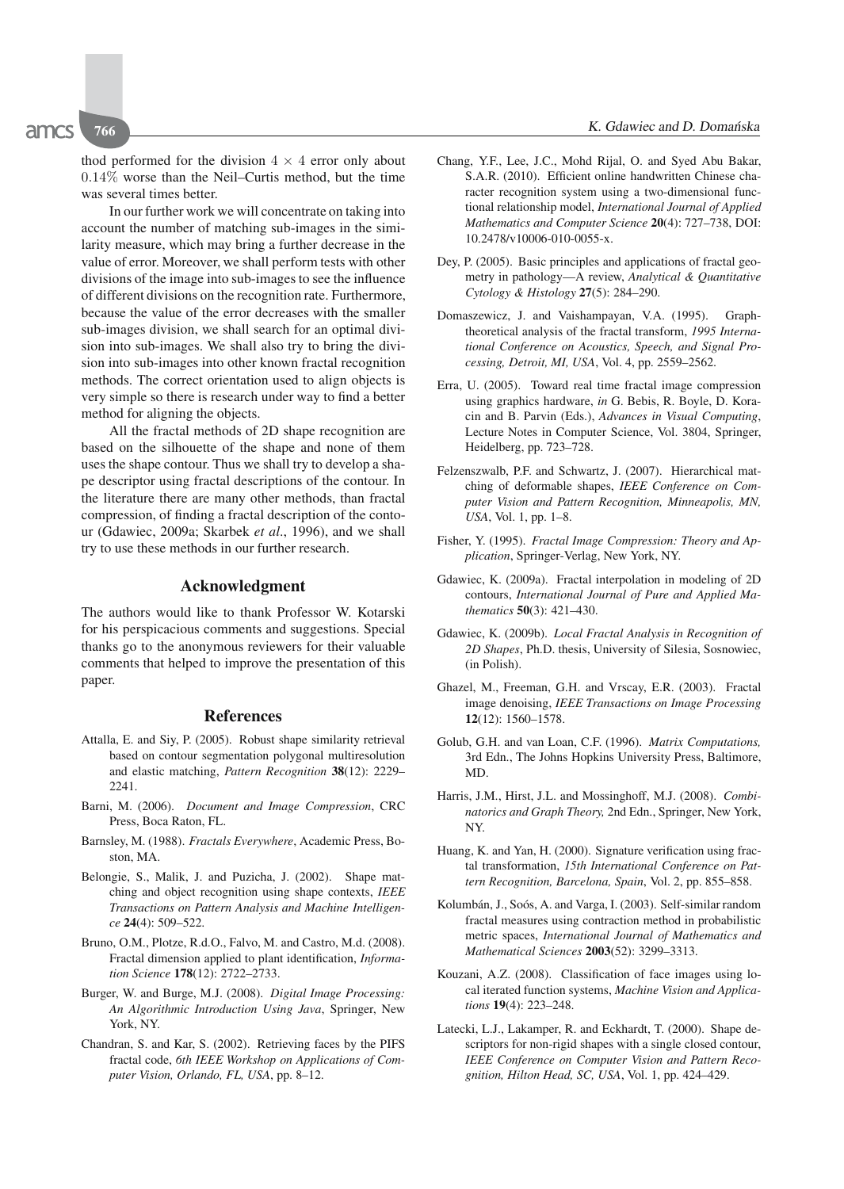thod performed for the division $4 \times 4$ error only about $0.14\%$ worse than the Neil–Curtis method, but the time was several times better.

In our further work we will concentrate on taking into account the number of matching sub-images in the similarity measure, which may bring a further decrease in the value of error. Moreover, we shall perform tests with other divisions of the image into sub-images to see the influence of different divisions on the recognition rate. Furthermore, because the value of the error decreases with the smaller sub-images division, we shall search for an optimal division into sub-images. We shall also try to bring the division into sub-images into other known fractal recognition methods. The correct orientation used to align objects is very simple so there is research under way to find a better method for aligning the objects.

All the fractal methods of 2D shape recognition are based on the silhouette of the shape and none of them uses the shape contour. Thus we shall try to develop a shape descriptor using fractal descriptions of the contour. In the literature there are many other methods, than fractal compression, of finding a fractal description of the contour (Gdawiec, 2009a; Skarbek *et al.*, 1996), and we shall try to use these methods in our further research.

## Acknowledgment

The authors would like to thank Professor W. Kotarski for his perspicacious comments and suggestions. Special thanks go to the anonymous reviewers for their valuable comments that helped to improve the presentation of this paper.

## References

Attalla, E. and Siy, P. (2005). Robust shape similarity retrieval based on contour segmentation polygonal multiresolution and elastic matching, *Pattern Recognition* **38**(12): 2229–2241.

Barni, M. (2006). *Document and Image Compression*, CRC Press, Boca Raton, FL.

Barnsley, M. (1988). *Fractals Everywhere*, Academic Press, Boston, MA.

Belongie, S., Malik, J. and Puzicha, J. (2002). Shape matching and object recognition using shape contexts, *IEEE Transactions on Pattern Analysis and Machine Intelligence* **24**(4): 509–522.

Bruno, O.M., Plotze, R.d.O., Falvo, M. and Castro, M.d. (2008). Fractal dimension applied to plant identification, *Information Science* **178**(12): 2722–2733.

Burger, W. and Burge, M.J. (2008). *Digital Image Processing: An Algorithmic Introduction Using Java*, Springer, New York, NY.

Chandran, S. and Kar, S. (2002). Retrieving faces by the PIFS fractal code, *6th IEEE Workshop on Applications of Computer Vision, Orlando, FL, USA*, pp. 8–12.

Chang, Y.F., Lee, J.C., Mohd Rijal, O. and Syed Abu Bakar, S.A.R. (2010). Efficient online handwritten Chinese character recognition system using a two-dimensional functional relationship model, *International Journal of Applied Mathematics and Computer Science* **20**(4): 727–738, DOI: 10.2478/v10006-010-0055-x.

Dey, P. (2005). Basic principles and applications of fractal geometry in pathology—A review, *Analytical & Quantitative Cytology & Histology* **27**(5): 284–290.

Domaszewicz, J. and Vaishampayan, V.A. (1995). Graph-theoretical analysis of the fractal transform, *1995 International Conference on Acoustics, Speech, and Signal Processing, Detroit, MI, USA*, Vol. 4, pp. 2559–2562.

Erra, U. (2005). Toward real time fractal image compression using graphics hardware, *in* G. Bebis, R. Boyle, D. Koracin and B. Parvin (Eds.), *Advances in Visual Computing*, Lecture Notes in Computer Science, Vol. 3804, Springer, Heidelberg, pp. 723–728.

Felzenszwalb, P.F. and Schwartz, J. (2007). Hierarchical matching of deformable shapes, *IEEE Conference on Computer Vision and Pattern Recognition, Minneapolis, MN, USA*, Vol. 1, pp. 1–8.

Fisher, Y. (1995). *Fractal Image Compression: Theory and Application*, Springer-Verlag, New York, NY.

Gdawiec, K. (2009a). Fractal interpolation in modeling of 2D contours, *International Journal of Pure and Applied Mathematics* **50**(3): 421–430.

Gdawiec, K. (2009b). *Local Fractal Analysis in Recognition of 2D Shapes*, Ph.D. thesis, University of Silesia, Sosnowiec, (in Polish).

Ghazel, M., Freeman, G.H. and Vrscay, E.R. (2003). Fractal image denoising, *IEEE Transactions on Image Processing* **12**(12): 1560–1578.

Golub, G.H. and van Loan, C.F. (1996). *Matrix Computations,* 3rd Edn., The Johns Hopkins University Press, Baltimore, MD.

Harris, J.M., Hirst, J.L. and Mossinghoff, M.J. (2008). *Combinatorics and Graph Theory,* 2nd Edn., Springer, New York, NY.

Huang, K. and Yan, H. (2000). Signature verification using fractal transformation, *15th International Conference on Pattern Recognition, Barcelona, Spain*, Vol. 2, pp. 855–858.

Kolumbán, J., Soós, A. and Varga, I. (2003). Self-similar random fractal measures using contraction method in probabilistic metric spaces, *International Journal of Mathematics and Mathematical Sciences* **2003**(52): 3299–3313.

Kouzani, A.Z. (2008). Classification of face images using local iterated function systems, *Machine Vision and Applications* **19**(4): 223–248.

Latecki, L.J., Lakamper, R. and Eckhardt, T. (2000). Shape descriptors for non-rigid shapes with a single closed contour, *IEEE Conference on Computer Vision and Pattern Recognition, Hilton Head, SC, USA*, Vol. 1, pp. 424–429.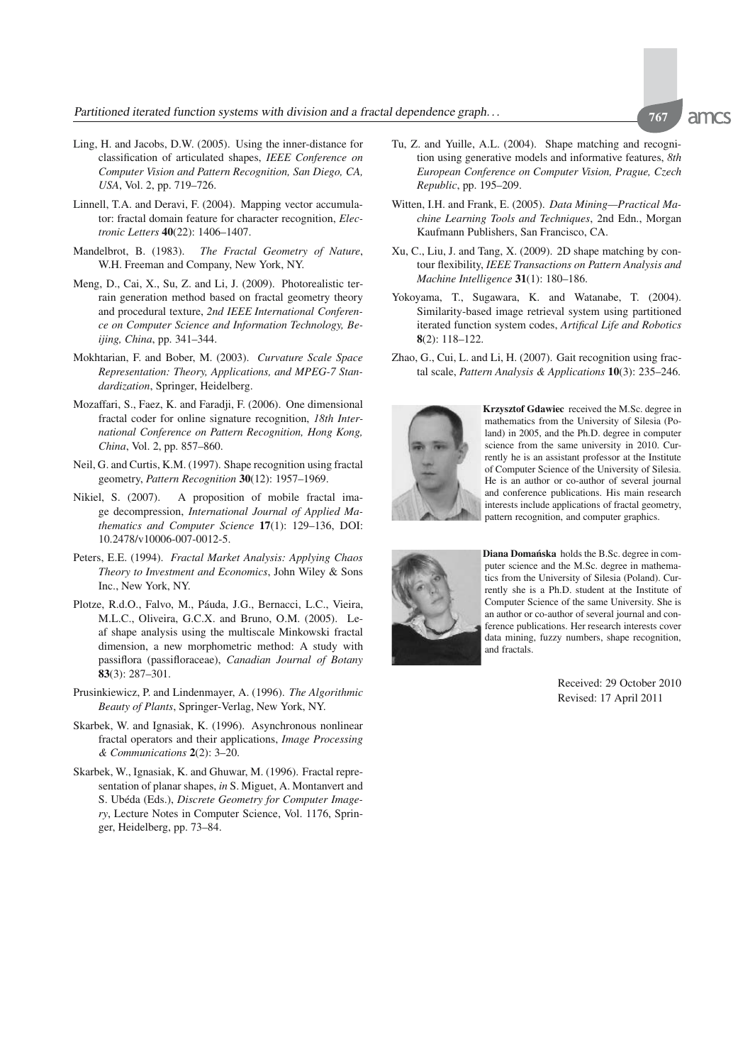Ling, H. and Jacobs, D.W. (2005). Using the inner-distance for classification of articulated shapes, *IEEE Conference on Computer Vision and Pattern Recognition, San Diego, CA, USA*, Vol. 2, pp. 719–726.

Linnell, T.A. and Deravi, F. (2004). Mapping vector accumulator: fractal domain feature for character recognition, *Electronic Letters* **40**(22): 1406–1407.

Mandelbrot, B. (1983). *The Fractal Geometry of Nature*, W.H. Freeman and Company, New York, NY.

Meng, D., Cai, X., Su, Z. and Li, J. (2009). Photorealistic terrain generation method based on fractal geometry theory and procedural texture, *2nd IEEE International Conference on Computer Science and Information Technology, Beijing, China*, pp. 341–344.

Mokhtarian, F. and Bober, M. (2003). *Curvature Scale Space Representation: Theory, Applications, and MPEG-7 Standardization*, Springer, Heidelberg.

Mozaffari, S., Faez, K. and Faradji, F. (2006). One dimensional fractal coder for online signature recognition, *18th International Conference on Pattern Recognition, Hong Kong, China*, Vol. 2, pp. 857–860.

Neil, G. and Curtis, K.M. (1997). Shape recognition using fractal geometry, *Pattern Recognition* **30**(12): 1957–1969.

Nikiel, S. (2007). A proposition of mobile fractal image decompression, *International Journal of Applied Mathematics and Computer Science* **17**(1): 129–136, DOI: 10.2478/v10006-007-0012-5.

Peters, E.E. (1994). *Fractal Market Analysis: Applying Chaos Theory to Investment and Economics*, John Wiley & Sons Inc., New York, NY.

Plotze, R.d.O., Falvo, M., Páuda, J.G., Bernacci, L.C., Vieira, M.L.C., Oliveira, G.C.X. and Bruno, O.M. (2005). Leaf shape analysis using the multiscale Minkowski fractal dimension, a new morphometric method: A study with passiflora (passifloraceae), *Canadian Journal of Botany* **83**(3): 287–301.

Prusinkiewicz, P. and Lindenmayer, A. (1996). *The Algorithmic Beauty of Plants*, Springer-Verlag, New York, NY.

Skarbek, W. and Ignasiak, K. (1996). Asynchronous nonlinear fractal operators and their applications, *Image Processing & Communications* **2**(2): 3–20.

Skarbek, W., Ignasiak, K. and Ghuwar, M. (1996). Fractal representation of planar shapes, *in* S. Miguet, A. Montanvert and S. Ubéda (Eds.), *Discrete Geometry for Computer Imagery*, Lecture Notes in Computer Science, Vol. 1176, Springer, Heidelberg, pp. 73–84.

Tu, Z. and Yuille, A.L. (2004). Shape matching and recognition using generative models and informative features, *8th European Conference on Computer Vision, Prague, Czech Republic*, pp. 195–209.

Witten, I.H. and Frank, E. (2005). *Data Mining—Practical Machine Learning Tools and Techniques*, 2nd Edn., Morgan Kaufmann Publishers, San Francisco, CA.

Xu, C., Liu, J. and Tang, X. (2009). 2D shape matching by contour flexibility, *IEEE Transactions on Pattern Analysis and Machine Intelligence* **31**(1): 180–186.

Yokoyama, T., Sugawara, K. and Watanabe, T. (2004). Similarity-based image retrieval system using partitioned iterated function system codes, *Artifical Life and Robotics* **8**(2): 118–122.

Zhao, G., Cui, L. and Li, H. (2007). Gait recognition using fractal scale, *Pattern Analysis & Applications* **10**(3): 235–246.

**Krzysztof Gdawiec** received the M.Sc. degree in mathematics from the University of Silesia (Poland) in 2005, and the Ph.D. degree in computer science from the same university in 2010. Currently he is an assistant professor at the Institute of Computer Science of the University of Silesia. He is an author or co-author of several journal and conference publications. His main research interests include applications of fractal geometry, pattern recognition, and computer graphics.

**Diana Domańska** holds the B.Sc. degree in computer science and the M.Sc. degree in mathematics from the University of Silesia (Poland). Currently she is a Ph.D. student at the Institute of Computer Science of the same University. She is an author or co-author of several journal and conference publications. Her research interests cover data mining, fuzzy numbers, shape recognition, and fractals.

Received: 29 October 2010
Revised: 17 April 2011